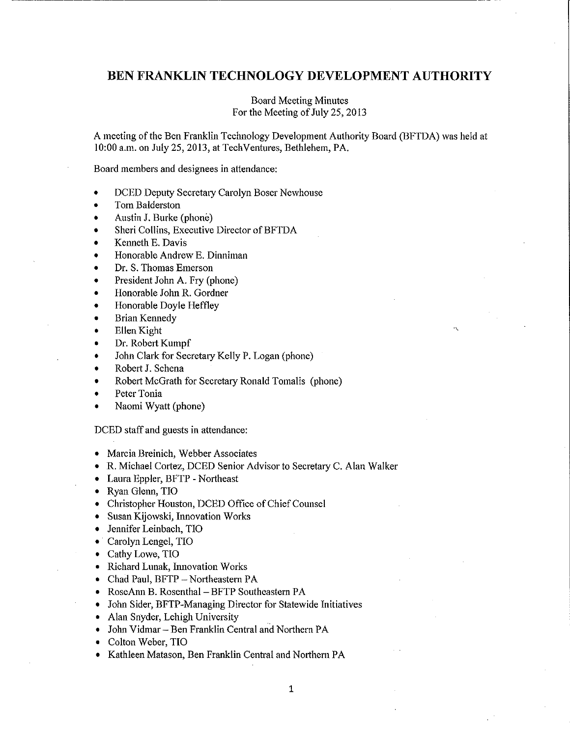# BEN FRANKLIN TECHNOLOGY DEVELOPMENT AUTHORITY

Board Meeting Minutes
For the Meeting of July 25, 2013

A meeting of the Ben Franklin Technology Development Authority Board (BFTDA) was held at 10:00 a.m. on July 25, 2013, at TechVentures, Bethlehem, PA.

Board members and designees in attendance:

- DCED Deputy Secretary Carolyn Boser Newhouse
- Tom Balderston
- Austin J. Burke (phone)
- Sheri Collins, Executive Director of BFTDA
- Kenneth E. Davis
- Honorable Andrew E. Dinniman
- Dr. S. Thomas Emerson
- President John A. Fry (phone)
- Honorable John R. Gordner
- Honorable Doyle Heffley
- Brian Kennedy
- Ellen Kight
- Dr. Robert Kumpf
- John Clark for Secretary Kelly P. Logan (phone)
- Robert J. Schena
- Robert McGrath for Secretary Ronald Tomalis (phone)
- Peter Tonia
- Naomi Wyatt (phone)

DCED staff and guests in attendance:

- Marcia Breinich, Webber Associates
- R. Michael Cortez, DCED Senior Advisor to Secretary C. Alan Walker
- Laura Eppler, BFTP - Northeast
- Ryan Glenn, TIO
- Christopher Houston, DCED Office of Chief Counsel
- Susan Kijowski, Innovation Works
- Jennifer Leinbach, TIO
- Carolyn Lengel, TIO
- Cathy Lowe, TIO
- Richard Lunak, Innovation Works
- Chad Paul, BFTP – Northeastern PA
- RoseAnn B. Rosenthal – BFTP Southeastern PA
- John Sider, BFTP-Managing Director for Statewide Initiatives
- Alan Snyder, Lehigh University
- John Vidmar – Ben Franklin Central and Northern PA
- Colton Weber, TIO
- Kathleen Matason, Ben Franklin Central and Northern PA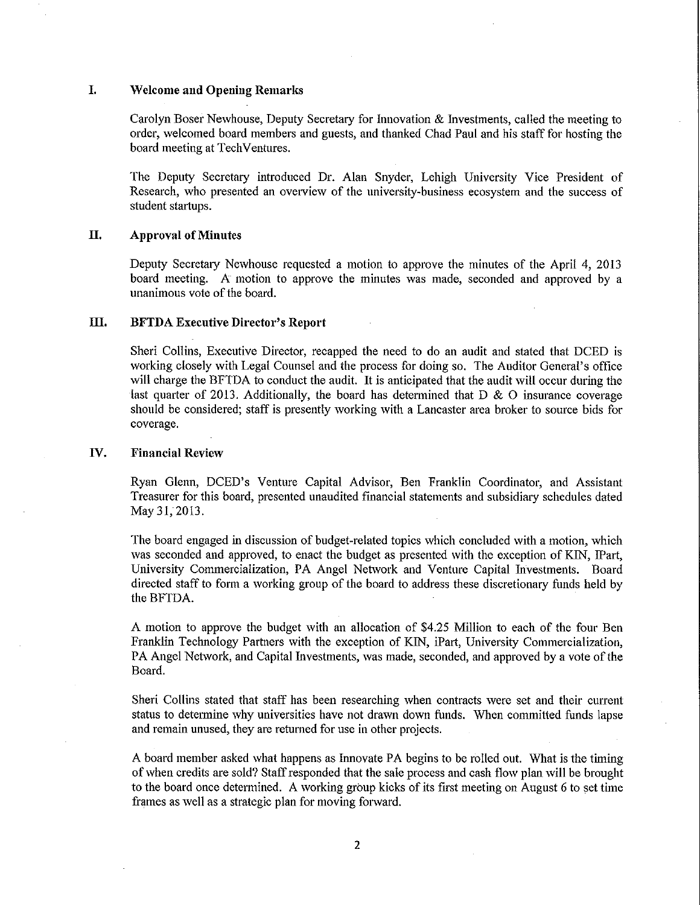## I. Welcome and Opening Remarks

Carolyn Boser Newhouse, Deputy Secretary for Innovation & Investments, called the meeting to order, welcomed board members and guests, and thanked Chad Paul and his staff for hosting the board meeting at TechVentures.

The Deputy Secretary introduced Dr. Alan Snyder, Lehigh University Vice President of Research, who presented an overview of the university-business ecosystem and the success of student startups.

## II. Approval of Minutes

Deputy Secretary Newhouse requested a motion to approve the minutes of the April 4, 2013 board meeting. A motion to approve the minutes was made, seconded and approved by a unanimous vote of the board.

## III. BFTDA Executive Director's Report

Sheri Collins, Executive Director, recapped the need to do an audit and stated that DCED is working closely with Legal Counsel and the process for doing so. The Auditor General's office will charge the BFTDA to conduct the audit. It is anticipated that the audit will occur during the last quarter of 2013. Additionally, the board has determined that D & O insurance coverage should be considered; staff is presently working with a Lancaster area broker to source bids for coverage.

## IV. Financial Review

Ryan Glenn, DCED's Venture Capital Advisor, Ben Franklin Coordinator, and Assistant Treasurer for this board, presented unaudited financial statements and subsidiary schedules dated May 31, 2013.

The board engaged in discussion of budget-related topics which concluded with a motion, which was seconded and approved, to enact the budget as presented with the exception of KIN, IPart, University Commercialization, PA Angel Network and Venture Capital Investments. Board directed staff to form a working group of the board to address these discretionary funds held by the BFTDA.

A motion to approve the budget with an allocation of $4.25 Million to each of the four Ben Franklin Technology Partners with the exception of KIN, iPart, University Commercialization, PA Angel Network, and Capital Investments, was made, seconded, and approved by a vote of the Board.

Sheri Collins stated that staff has been researching when contracts were set and their current status to determine why universities have not drawn down funds. When committed funds lapse and remain unused, they are returned for use in other projects.

A board member asked what happens as Innovate PA begins to be rolled out. What is the timing of when credits are sold? Staff responded that the sale process and cash flow plan will be brought to the board once determined. A working group kicks of its first meeting on August 6 to set time frames as well as a strategic plan for moving forward.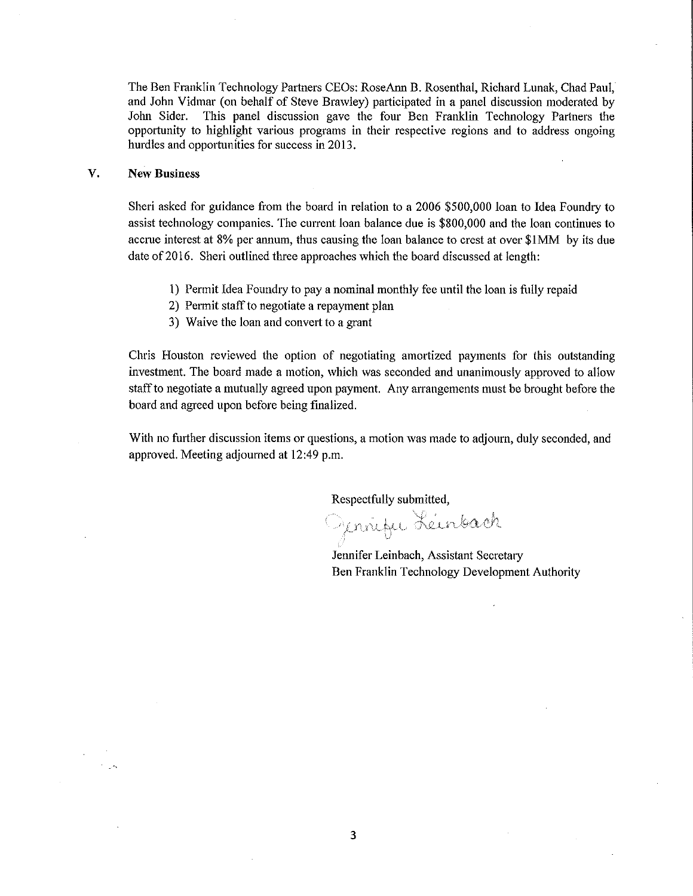The Ben Franklin Technology Partners CEOs: RoseAnn B. Rosenthal, Richard Lunak, Chad Paul, and John Vidmar (on behalf of Steve Brawley) participated in a panel discussion moderated by John Sider. This panel discussion gave the four Ben Franklin Technology Partners the opportunity to highlight various programs in their respective regions and to address ongoing hurdles and opportunities for success in 2013.

## V. New Business

Sheri asked for guidance from the board in relation to a 2006 $500,000 loan to Idea Foundry to assist technology companies. The current loan balance due is $800,000 and the loan continues to accrue interest at 8% per annum, thus causing the loan balance to crest at over $1MM by its due date of 2016. Sheri outlined three approaches which the board discussed at length:

1) Permit Idea Foundry to pay a nominal monthly fee until the loan is fully repaid
2) Permit staff to negotiate a repayment plan
3) Waive the loan and convert to a grant

Chris Houston reviewed the option of negotiating amortized payments for this outstanding investment. The board made a motion, which was seconded and unanimously approved to allow staff to negotiate a mutually agreed upon payment. Any arrangements must be brought before the board and agreed upon before being finalized.

With no further discussion items or questions, a motion was made to adjourn, duly seconded, and approved. Meeting adjourned at 12:49 p.m.

Respectfully submitted,

Jennifer Leinbach

Jennifer Leinbach, Assistant Secretary
Ben Franklin Technology Development Authority